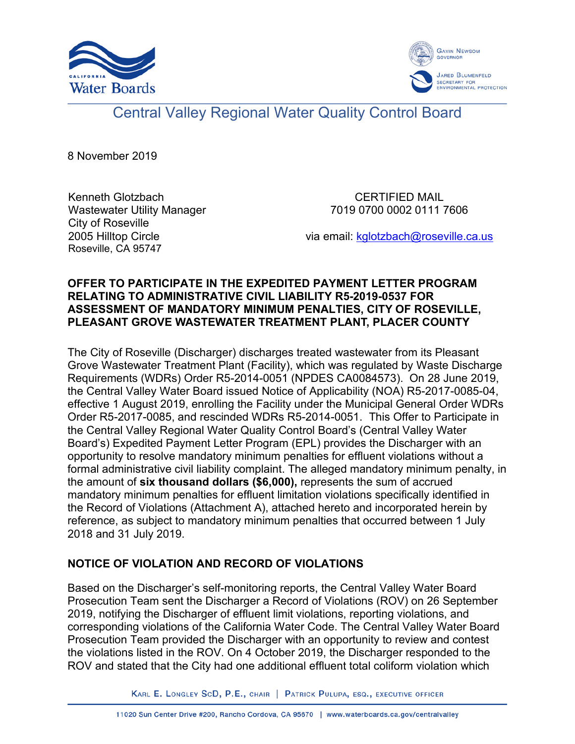Central Valley Regional Water Quality Control Board

8 November 2019

Kenneth Glotzbach
Wastewater Utility Manager
City of Roseville
2005 Hilltop Circle
Roseville, CA 95747

CERTIFIED MAIL
7019 0700 0002 0111 7606

via email: kglotzbach@roseville.ca.us

**OFFER TO PARTICIPATE IN THE EXPEDITED PAYMENT LETTER PROGRAM RELATING TO ADMINISTRATIVE CIVIL LIABILITY R5-2019-0537 FOR ASSESSMENT OF MANDATORY MINIMUM PENALTIES, CITY OF ROSEVILLE, PLEASANT GROVE WASTEWATER TREATMENT PLANT, PLACER COUNTY**

The City of Roseville (Discharger) discharges treated wastewater from its Pleasant Grove Wastewater Treatment Plant (Facility), which was regulated by Waste Discharge Requirements (WDRs) Order R5-2014-0051 (NPDES CA0084573). On 28 June 2019, the Central Valley Water Board issued Notice of Applicability (NOA) R5-2017-0085-04, effective 1 August 2019, enrolling the Facility under the Municipal General Order WDRs Order R5-2017-0085, and rescinded WDRs R5-2014-0051. This Offer to Participate in the Central Valley Regional Water Quality Control Board's (Central Valley Water Board's) Expedited Payment Letter Program (EPL) provides the Discharger with an opportunity to resolve mandatory minimum penalties for effluent violations without a formal administrative civil liability complaint. The alleged mandatory minimum penalty, in the amount of **six thousand dollars ($6,000),** represents the sum of accrued mandatory minimum penalties for effluent limitation violations specifically identified in the Record of Violations (Attachment A), attached hereto and incorporated herein by reference, as subject to mandatory minimum penalties that occurred between 1 July 2018 and 31 July 2019.

## NOTICE OF VIOLATION AND RECORD OF VIOLATIONS

Based on the Discharger's self-monitoring reports, the Central Valley Water Board Prosecution Team sent the Discharger a Record of Violations (ROV) on 26 September 2019, notifying the Discharger of effluent limit violations, reporting violations, and corresponding violations of the California Water Code. The Central Valley Water Board Prosecution Team provided the Discharger with an opportunity to review and contest the violations listed in the ROV. On 4 October 2019, the Discharger responded to the ROV and stated that the City had one additional effluent total coliform violation which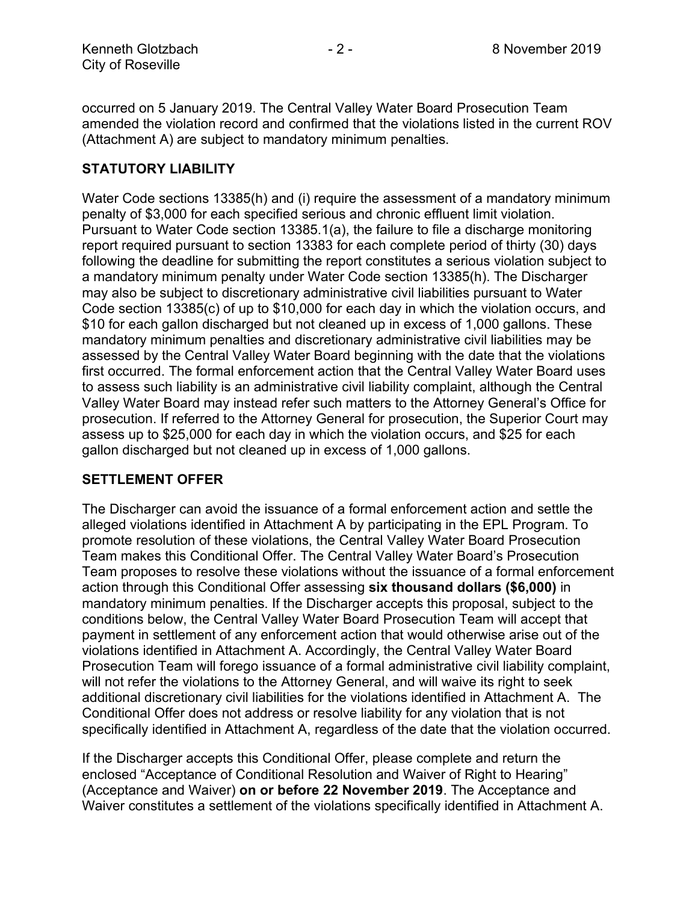occurred on 5 January 2019. The Central Valley Water Board Prosecution Team amended the violation record and confirmed that the violations listed in the current ROV (Attachment A) are subject to mandatory minimum penalties.

## STATUTORY LIABILITY

Water Code sections 13385(h) and (i) require the assessment of a mandatory minimum penalty of $3,000 for each specified serious and chronic effluent limit violation. Pursuant to Water Code section 13385.1(a), the failure to file a discharge monitoring report required pursuant to section 13383 for each complete period of thirty (30) days following the deadline for submitting the report constitutes a serious violation subject to a mandatory minimum penalty under Water Code section 13385(h). The Discharger may also be subject to discretionary administrative civil liabilities pursuant to Water Code section 13385(c) of up to $10,000 for each day in which the violation occurs, and $10 for each gallon discharged but not cleaned up in excess of 1,000 gallons. These mandatory minimum penalties and discretionary administrative civil liabilities may be assessed by the Central Valley Water Board beginning with the date that the violations first occurred. The formal enforcement action that the Central Valley Water Board uses to assess such liability is an administrative civil liability complaint, although the Central Valley Water Board may instead refer such matters to the Attorney General's Office for prosecution. If referred to the Attorney General for prosecution, the Superior Court may assess up to $25,000 for each day in which the violation occurs, and $25 for each gallon discharged but not cleaned up in excess of 1,000 gallons.

## SETTLEMENT OFFER

The Discharger can avoid the issuance of a formal enforcement action and settle the alleged violations identified in Attachment A by participating in the EPL Program. To promote resolution of these violations, the Central Valley Water Board Prosecution Team makes this Conditional Offer. The Central Valley Water Board's Prosecution Team proposes to resolve these violations without the issuance of a formal enforcement action through this Conditional Offer assessing **six thousand dollars ($6,000)** in mandatory minimum penalties. If the Discharger accepts this proposal, subject to the conditions below, the Central Valley Water Board Prosecution Team will accept that payment in settlement of any enforcement action that would otherwise arise out of the violations identified in Attachment A. Accordingly, the Central Valley Water Board Prosecution Team will forego issuance of a formal administrative civil liability complaint, will not refer the violations to the Attorney General, and will waive its right to seek additional discretionary civil liabilities for the violations identified in Attachment A. The Conditional Offer does not address or resolve liability for any violation that is not specifically identified in Attachment A, regardless of the date that the violation occurred.

If the Discharger accepts this Conditional Offer, please complete and return the enclosed "Acceptance of Conditional Resolution and Waiver of Right to Hearing" (Acceptance and Waiver) **on or before 22 November 2019**. The Acceptance and Waiver constitutes a settlement of the violations specifically identified in Attachment A.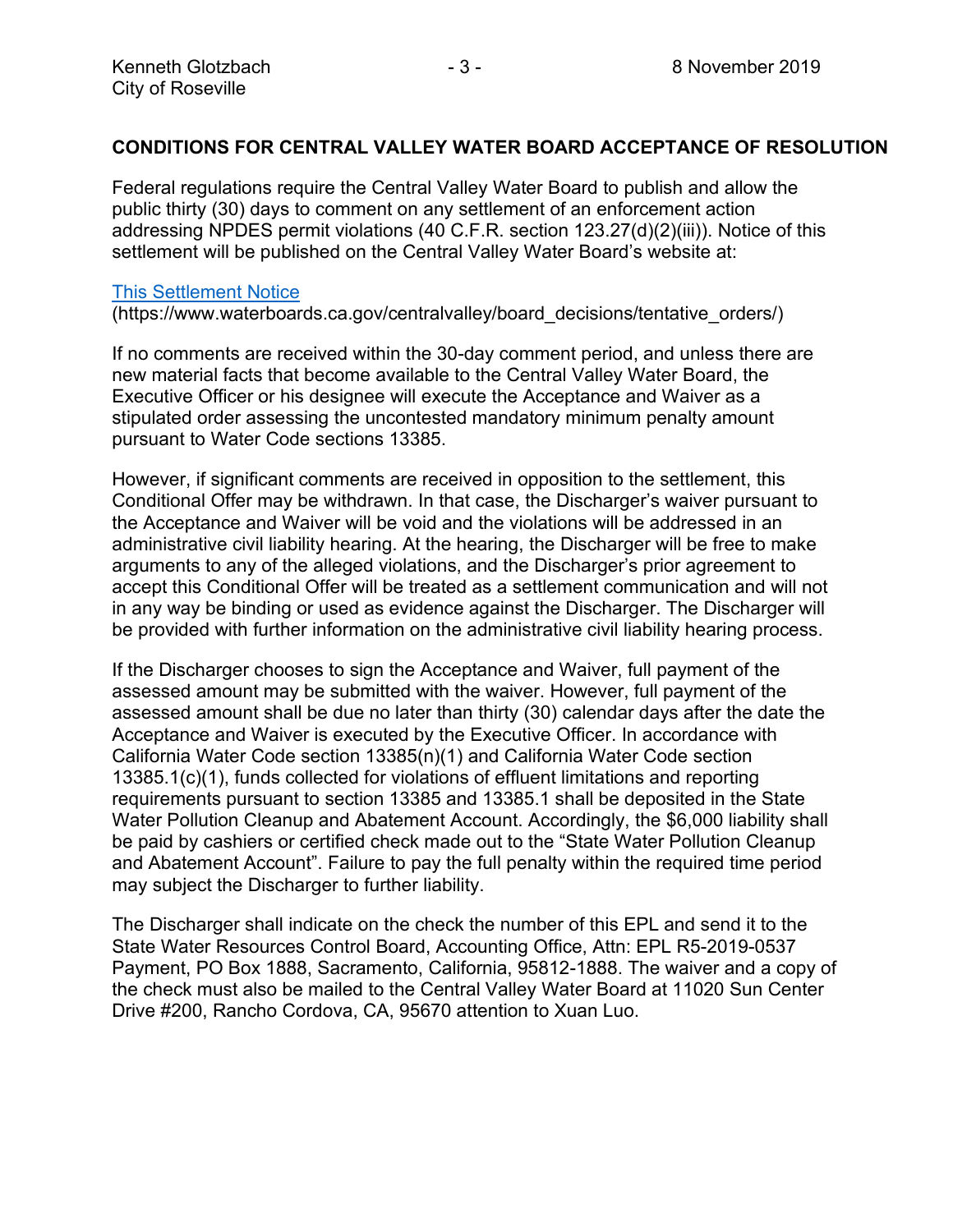## CONDITIONS FOR CENTRAL VALLEY WATER BOARD ACCEPTANCE OF RESOLUTION

Federal regulations require the Central Valley Water Board to publish and allow the public thirty (30) days to comment on any settlement of an enforcement action addressing NPDES permit violations (40 C.F.R. section 123.27(d)(2)(iii)). Notice of this settlement will be published on the Central Valley Water Board's website at:

[This Settlement Notice](https://www.waterboards.ca.gov/centralvalley/board_decisions/tentative_orders/)
(https://www.waterboards.ca.gov/centralvalley/board_decisions/tentative_orders/)

If no comments are received within the 30-day comment period, and unless there are new material facts that become available to the Central Valley Water Board, the Executive Officer or his designee will execute the Acceptance and Waiver as a stipulated order assessing the uncontested mandatory minimum penalty amount pursuant to Water Code sections 13385.

However, if significant comments are received in opposition to the settlement, this Conditional Offer may be withdrawn. In that case, the Discharger's waiver pursuant to the Acceptance and Waiver will be void and the violations will be addressed in an administrative civil liability hearing. At the hearing, the Discharger will be free to make arguments to any of the alleged violations, and the Discharger's prior agreement to accept this Conditional Offer will be treated as a settlement communication and will not in any way be binding or used as evidence against the Discharger. The Discharger will be provided with further information on the administrative civil liability hearing process.

If the Discharger chooses to sign the Acceptance and Waiver, full payment of the assessed amount may be submitted with the waiver. However, full payment of the assessed amount shall be due no later than thirty (30) calendar days after the date the Acceptance and Waiver is executed by the Executive Officer. In accordance with California Water Code section 13385(n)(1) and California Water Code section 13385.1(c)(1), funds collected for violations of effluent limitations and reporting requirements pursuant to section 13385 and 13385.1 shall be deposited in the State Water Pollution Cleanup and Abatement Account. Accordingly, the $6,000 liability shall be paid by cashiers or certified check made out to the "State Water Pollution Cleanup and Abatement Account". Failure to pay the full penalty within the required time period may subject the Discharger to further liability.

The Discharger shall indicate on the check the number of this EPL and send it to the State Water Resources Control Board, Accounting Office, Attn: EPL R5-2019-0537 Payment, PO Box 1888, Sacramento, California, 95812-1888. The waiver and a copy of the check must also be mailed to the Central Valley Water Board at 11020 Sun Center Drive #200, Rancho Cordova, CA, 95670 attention to Xuan Luo.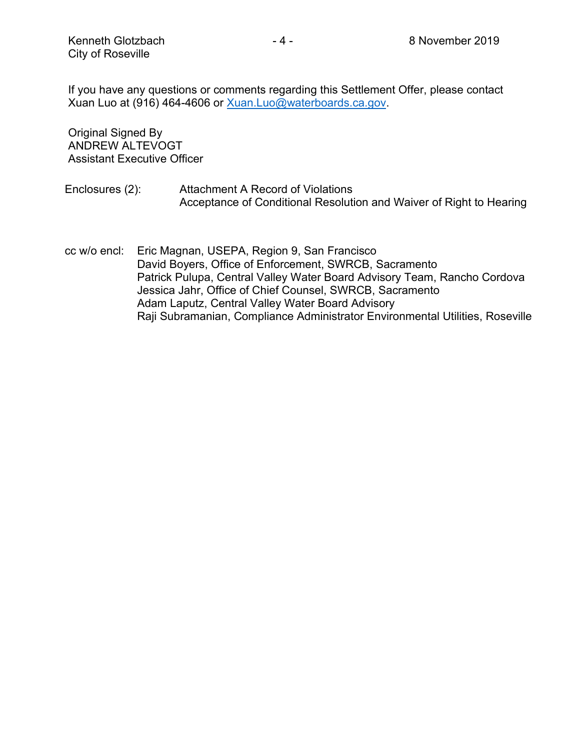If you have any questions or comments regarding this Settlement Offer, please contact Xuan Luo at (916) 464-4606 or Xuan.Luo@waterboards.ca.gov.

Original Signed By
ANDREW ALTEVOGT
Assistant Executive Officer

Enclosures (2): Attachment A Record of Violations
Acceptance of Conditional Resolution and Waiver of Right to Hearing

cc w/o encl: Eric Magnan, USEPA, Region 9, San Francisco
David Boyers, Office of Enforcement, SWRCB, Sacramento
Patrick Pulupa, Central Valley Water Board Advisory Team, Rancho Cordova
Jessica Jahr, Office of Chief Counsel, SWRCB, Sacramento
Adam Laputz, Central Valley Water Board Advisory
Raji Subramanian, Compliance Administrator Environmental Utilities, Roseville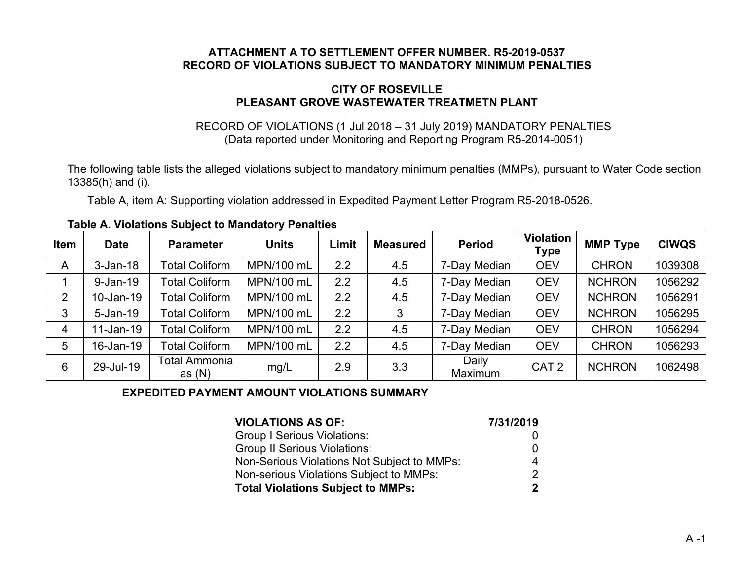**ATTACHMENT A TO SETTLEMENT OFFER NUMBER. R5-2019-0537**
**RECORD OF VIOLATIONS SUBJECT TO MANDATORY MINIMUM PENALTIES**

**CITY OF ROSEVILLE**
**PLEASANT GROVE WASTEWATER TREATMETN PLANT**

RECORD OF VIOLATIONS (1 Jul 2018 – 31 July 2019) MANDATORY PENALTIES
(Data reported under Monitoring and Reporting Program R5-2014-0051)

The following table lists the alleged violations subject to mandatory minimum penalties (MMPs), pursuant to Water Code section 13385(h) and (i).

Table A, item A: Supporting violation addressed in Expedited Payment Letter Program R5-2018-0526.

**Table A. Violations Subject to Mandatory Penalties**

| Item | Date | Parameter | Units | Limit | Measured | Period | Violation Type | MMP Type | CIWQS |
|---|---|---|---|---|---|---|---|---|---|
| A | 3-Jan-18 | Total Coliform | MPN/100 mL | 2.2 | 4.5 | 7-Day Median | OEV | CHRON | 1039308 |
| 1 | 9-Jan-19 | Total Coliform | MPN/100 mL | 2.2 | 4.5 | 7-Day Median | OEV | NCHRON | 1056292 |
| 2 | 10-Jan-19 | Total Coliform | MPN/100 mL | 2.2 | 4.5 | 7-Day Median | OEV | NCHRON | 1056291 |
| 3 | 5-Jan-19 | Total Coliform | MPN/100 mL | 2.2 | 3 | 7-Day Median | OEV | NCHRON | 1056295 |
| 4 | 11-Jan-19 | Total Coliform | MPN/100 mL | 2.2 | 4.5 | 7-Day Median | OEV | CHRON | 1056294 |
| 5 | 16-Jan-19 | Total Coliform | MPN/100 mL | 2.2 | 4.5 | 7-Day Median | OEV | CHRON | 1056293 |
| 6 | 29-Jul-19 | Total Ammonia as (N) | mg/L | 2.9 | 3.3 | Daily Maximum | CAT 2 | NCHRON | 1062498 |

**EXPEDITED PAYMENT AMOUNT VIOLATIONS SUMMARY**

| **VIOLATIONS AS OF:** | **7/31/2019** |
|---|---|
| Group I Serious Violations: | 0 |
| Group II Serious Violations: | 0 |
| Non-Serious Violations Not Subject to MMPs: | 4 |
| Non-serious Violations Subject to MMPs: | 2 |
| **Total Violations Subject to MMPs:** | **2** |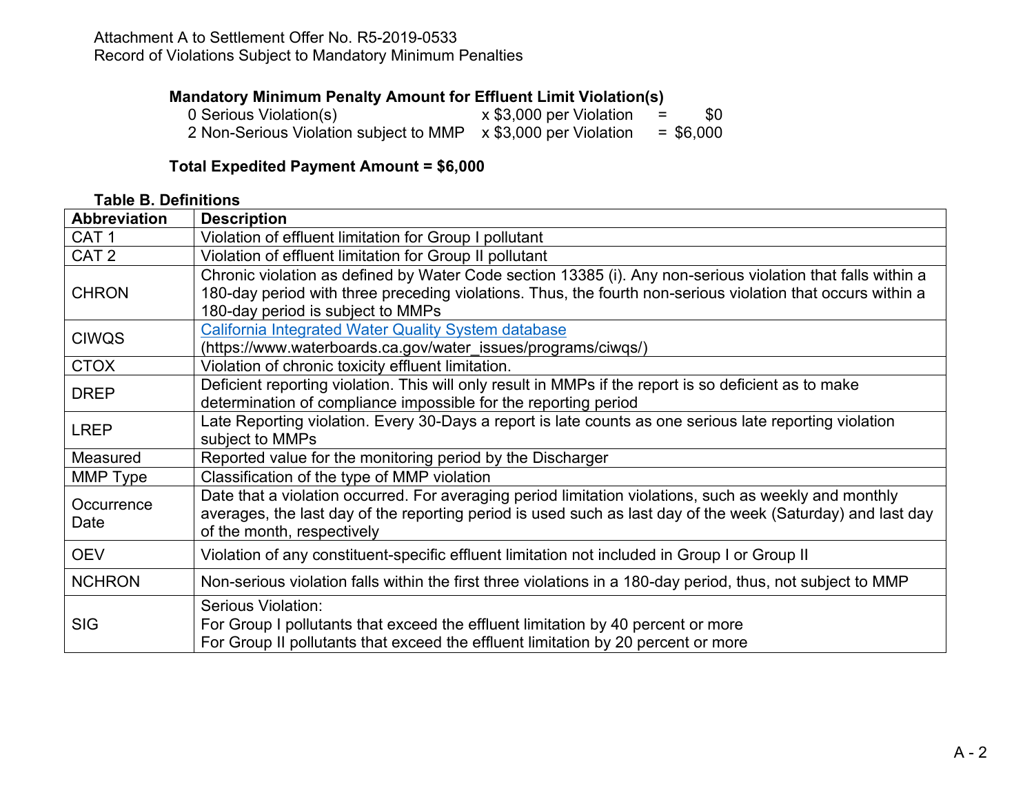Attachment A to Settlement Offer No. R5-2019-0533
Record of Violations Subject to Mandatory Minimum Penalties

**Mandatory Minimum Penalty Amount for Effluent Limit Violation(s)**

| | | | |
|---|---|---|---|
| 0 Serious Violation(s) | x $3,000 per Violation | = | $0 |
| 2 Non-Serious Violation subject to MMP | x $3,000 per Violation | = | $6,000 |

**Total Expedited Payment Amount = $6,000**

**Table B. Definitions**

| Abbreviation | Description |
|---|---|
| CAT 1 | Violation of effluent limitation for Group I pollutant |
| CAT 2 | Violation of effluent limitation for Group II pollutant |
| CHRON | Chronic violation as defined by Water Code section 13385 (i). Any non-serious violation that falls within a 180-day period with three preceding violations. Thus, the fourth non-serious violation that occurs within a 180-day period is subject to MMPs |
| CIWQS | [California Integrated Water Quality System database](https://www.waterboards.ca.gov/water_issues/programs/ciwqs/) (https://www.waterboards.ca.gov/water_issues/programs/ciwqs/) |
| CTOX | Violation of chronic toxicity effluent limitation. |
| DREP | Deficient reporting violation. This will only result in MMPs if the report is so deficient as to make determination of compliance impossible for the reporting period |
| LREP | Late Reporting violation. Every 30-Days a report is late counts as one serious late reporting violation subject to MMPs |
| Measured | Reported value for the monitoring period by the Discharger |
| MMP Type | Classification of the type of MMP violation |
| Occurrence Date | Date that a violation occurred. For averaging period limitation violations, such as weekly and monthly averages, the last day of the reporting period is used such as last day of the week (Saturday) and last day of the month, respectively |
| OEV | Violation of any constituent-specific effluent limitation not included in Group I or Group II |
| NCHRON | Non-serious violation falls within the first three violations in a 180-day period, thus, not subject to MMP |
| SIG | Serious Violation:<br>For Group I pollutants that exceed the effluent limitation by 40 percent or more<br>For Group II pollutants that exceed the effluent limitation by 20 percent or more |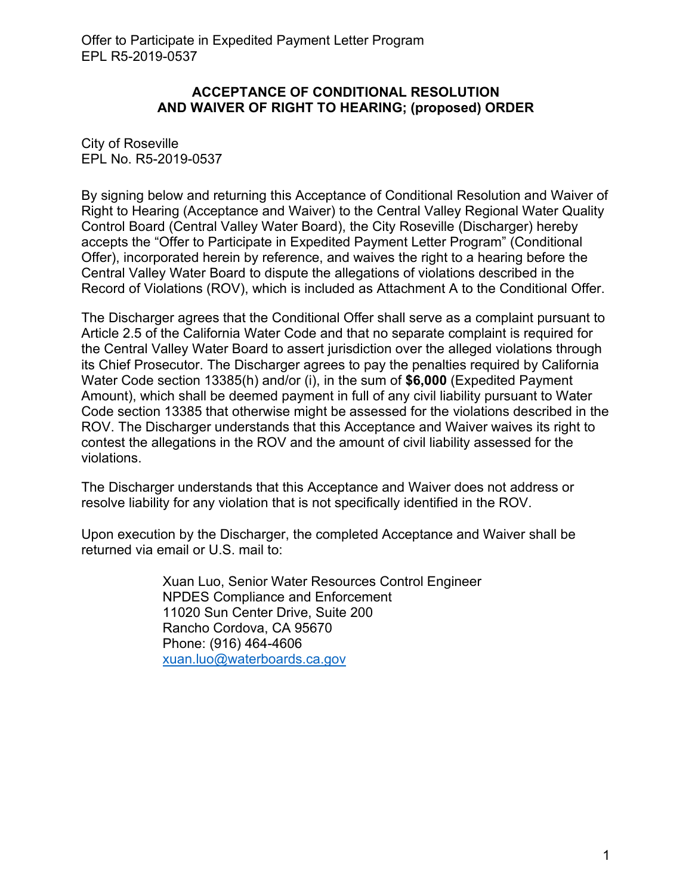## ACCEPTANCE OF CONDITIONAL RESOLUTION AND WAIVER OF RIGHT TO HEARING; (proposed) ORDER

City of Roseville
EPL No. R5-2019-0537

By signing below and returning this Acceptance of Conditional Resolution and Waiver of Right to Hearing (Acceptance and Waiver) to the Central Valley Regional Water Quality Control Board (Central Valley Water Board), the City Roseville (Discharger) hereby accepts the "Offer to Participate in Expedited Payment Letter Program" (Conditional Offer), incorporated herein by reference, and waives the right to a hearing before the Central Valley Water Board to dispute the allegations of violations described in the Record of Violations (ROV), which is included as Attachment A to the Conditional Offer.

The Discharger agrees that the Conditional Offer shall serve as a complaint pursuant to Article 2.5 of the California Water Code and that no separate complaint is required for the Central Valley Water Board to assert jurisdiction over the alleged violations through its Chief Prosecutor. The Discharger agrees to pay the penalties required by California Water Code section 13385(h) and/or (i), in the sum of **$6,000** (Expedited Payment Amount), which shall be deemed payment in full of any civil liability pursuant to Water Code section 13385 that otherwise might be assessed for the violations described in the ROV. The Discharger understands that this Acceptance and Waiver waives its right to contest the allegations in the ROV and the amount of civil liability assessed for the violations.

The Discharger understands that this Acceptance and Waiver does not address or resolve liability for any violation that is not specifically identified in the ROV.

Upon execution by the Discharger, the completed Acceptance and Waiver shall be returned via email or U.S. mail to:

Xuan Luo, Senior Water Resources Control Engineer
NPDES Compliance and Enforcement
11020 Sun Center Drive, Suite 200
Rancho Cordova, CA 95670
Phone: (916) 464-4606
[xuan.luo@waterboards.ca.gov](mailto:xuan.luo@waterboards.ca.gov)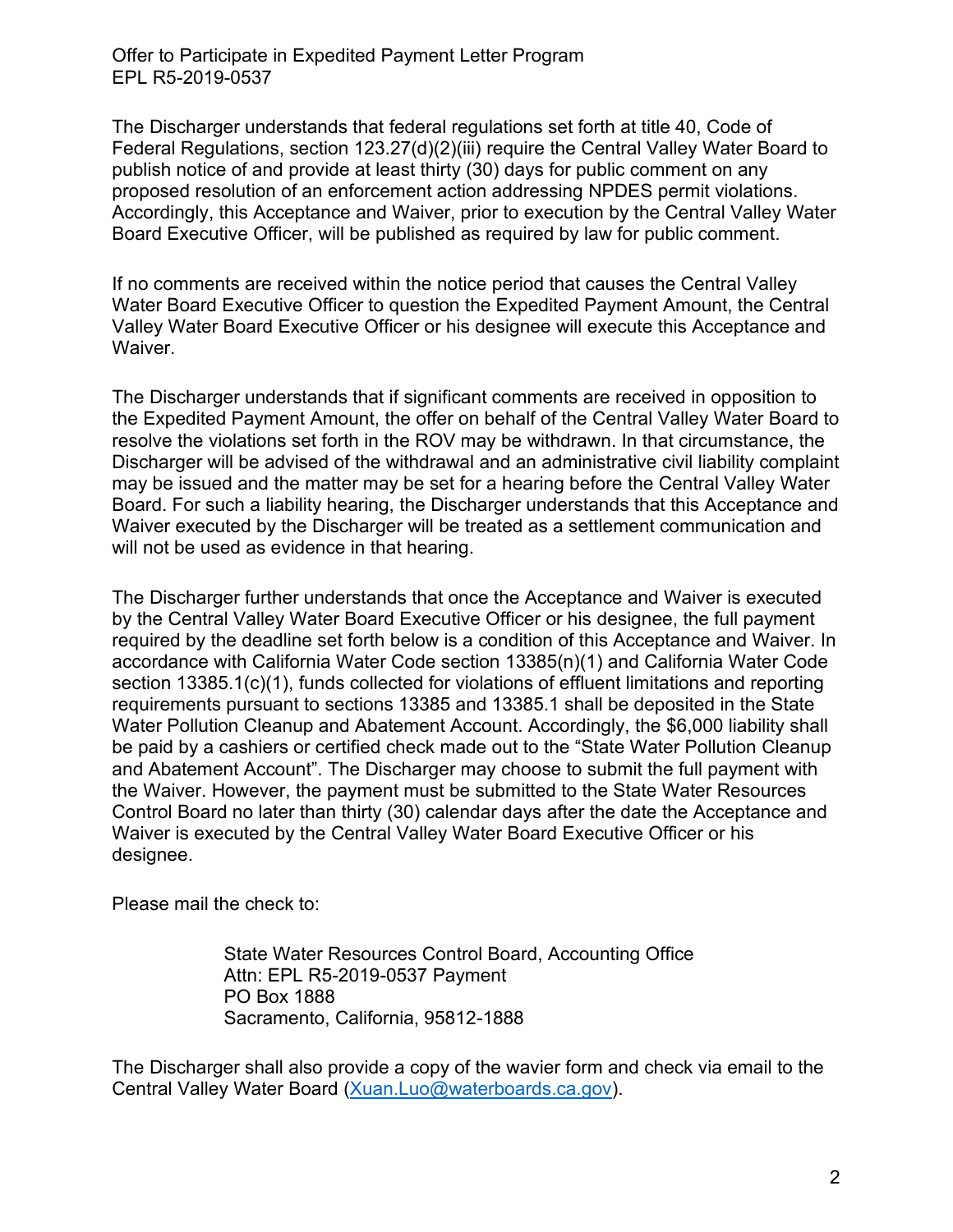The Discharger understands that federal regulations set forth at title 40, Code of Federal Regulations, section 123.27(d)(2)(iii) require the Central Valley Water Board to publish notice of and provide at least thirty (30) days for public comment on any proposed resolution of an enforcement action addressing NPDES permit violations. Accordingly, this Acceptance and Waiver, prior to execution by the Central Valley Water Board Executive Officer, will be published as required by law for public comment.

If no comments are received within the notice period that causes the Central Valley Water Board Executive Officer to question the Expedited Payment Amount, the Central Valley Water Board Executive Officer or his designee will execute this Acceptance and Waiver.

The Discharger understands that if significant comments are received in opposition to the Expedited Payment Amount, the offer on behalf of the Central Valley Water Board to resolve the violations set forth in the ROV may be withdrawn. In that circumstance, the Discharger will be advised of the withdrawal and an administrative civil liability complaint may be issued and the matter may be set for a hearing before the Central Valley Water Board. For such a liability hearing, the Discharger understands that this Acceptance and Waiver executed by the Discharger will be treated as a settlement communication and will not be used as evidence in that hearing.

The Discharger further understands that once the Acceptance and Waiver is executed by the Central Valley Water Board Executive Officer or his designee, the full payment required by the deadline set forth below is a condition of this Acceptance and Waiver. In accordance with California Water Code section 13385(n)(1) and California Water Code section 13385.1(c)(1), funds collected for violations of effluent limitations and reporting requirements pursuant to sections 13385 and 13385.1 shall be deposited in the State Water Pollution Cleanup and Abatement Account. Accordingly, the $6,000 liability shall be paid by a cashiers or certified check made out to the "State Water Pollution Cleanup and Abatement Account". The Discharger may choose to submit the full payment with the Waiver. However, the payment must be submitted to the State Water Resources Control Board no later than thirty (30) calendar days after the date the Acceptance and Waiver is executed by the Central Valley Water Board Executive Officer or his designee.

Please mail the check to:

> State Water Resources Control Board, Accounting Office
> Attn: EPL R5-2019-0537 Payment
> PO Box 1888
> Sacramento, California, 95812-1888

The Discharger shall also provide a copy of the wavier form and check via email to the Central Valley Water Board (Xuan.Luo@waterboards.ca.gov).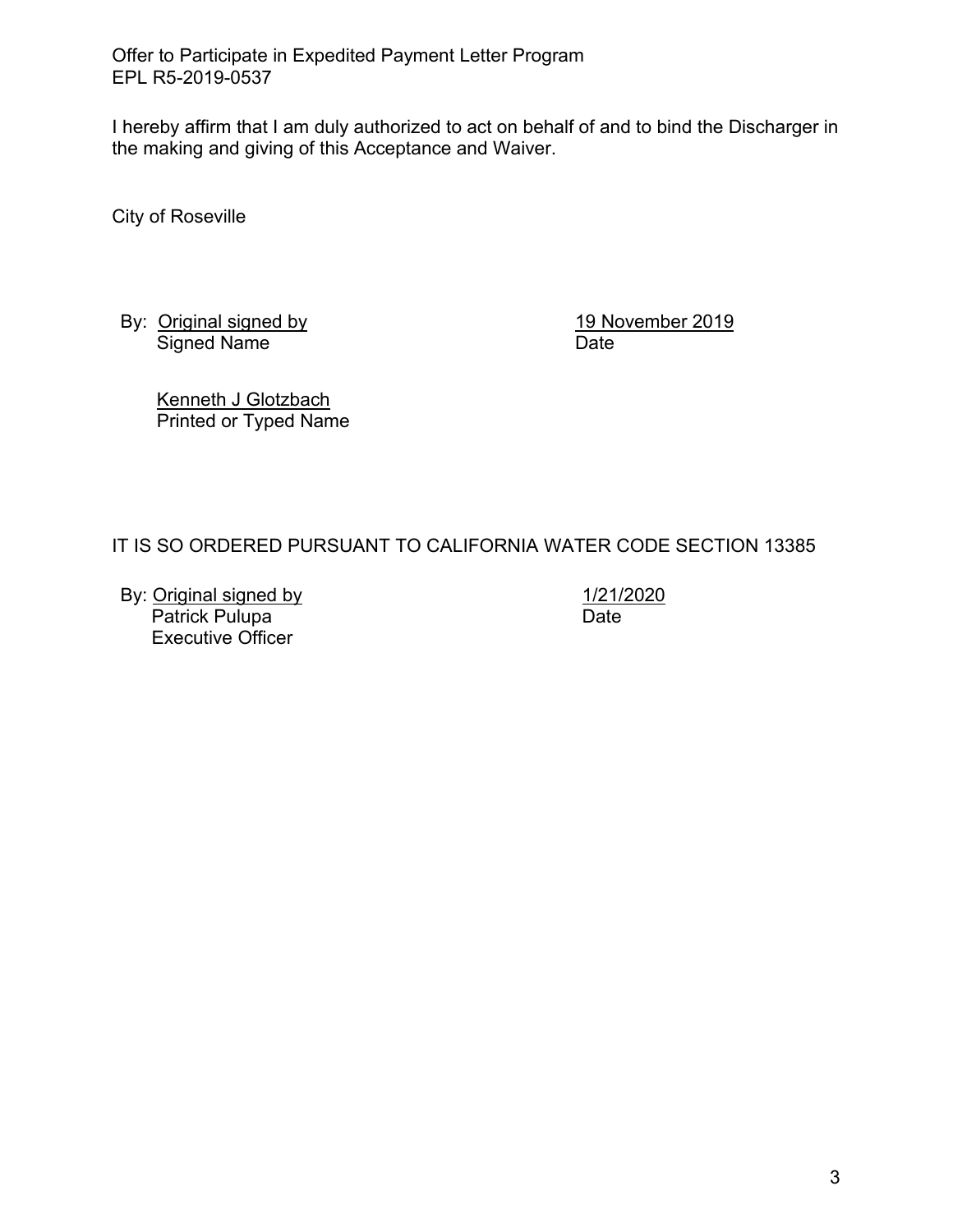I hereby affirm that I am duly authorized to act on behalf of and to bind the Discharger in the making and giving of this Acceptance and Waiver.

City of Roseville

By: Original signed by  
Signed Name

19 November 2019  
Date

Kenneth J Glotzbach  
Printed or Typed Name

IT IS SO ORDERED PURSUANT TO CALIFORNIA WATER CODE SECTION 13385

By: Original signed by  
Patrick Pulupa  
Executive Officer

1/21/2020  
Date